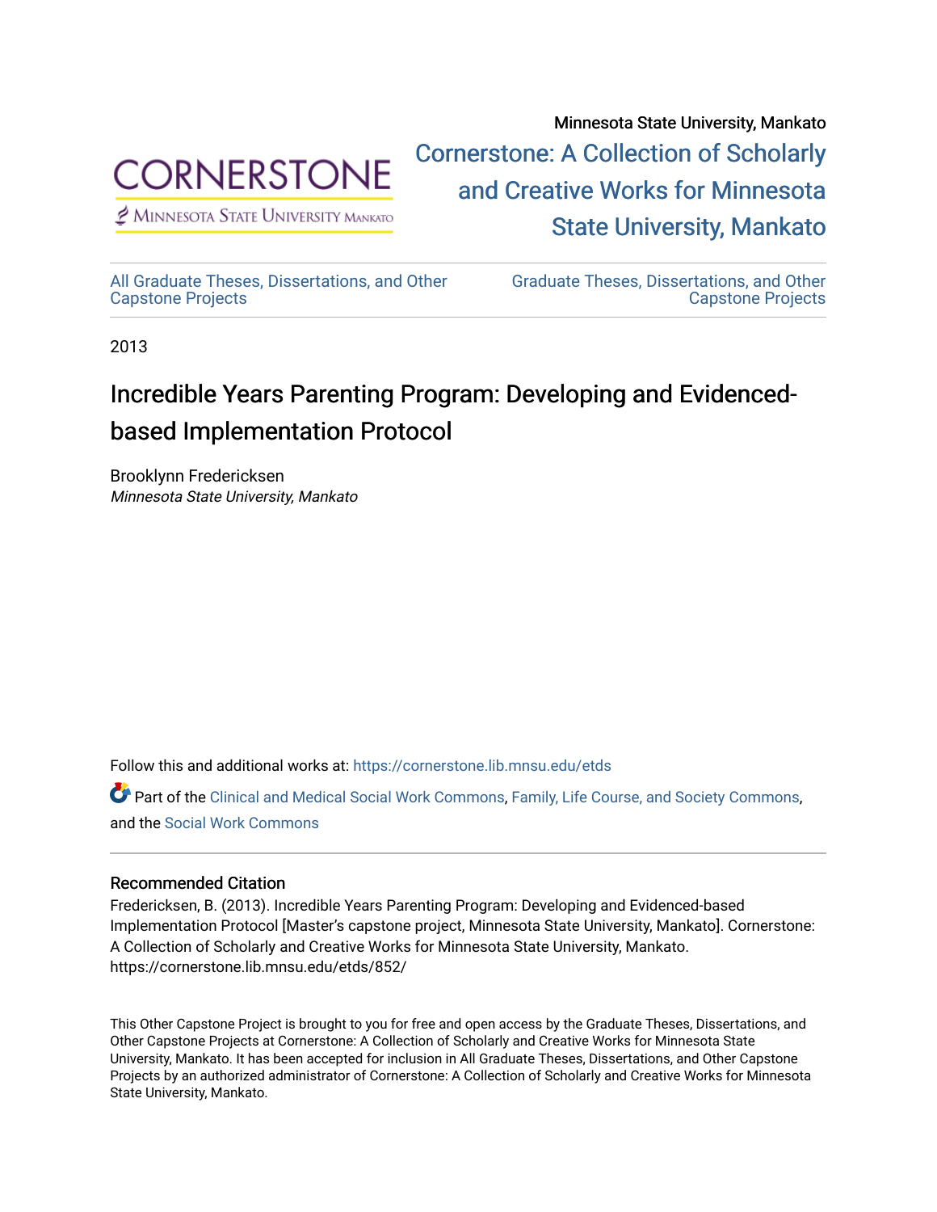Minnesota State University, Mankato

Cornerstone: A Collection of Scholarly and Creative Works for Minnesota State University, Mankato

All Graduate Theses, Dissertations, and Other Capstone Projects

Graduate Theses, Dissertations, and Other Capstone Projects

2013

# Incredible Years Parenting Program: Developing and Evidenced-based Implementation Protocol

Brooklynn Fredericksen
*Minnesota State University, Mankato*

Follow this and additional works at: https://cornerstone.lib.mnsu.edu/etds

Part of the Clinical and Medical Social Work Commons, Family, Life Course, and Society Commons, and the Social Work Commons

## Recommended Citation

Fredericksen, B. (2013). Incredible Years Parenting Program: Developing and Evidenced-based Implementation Protocol [Master's capstone project, Minnesota State University, Mankato]. Cornerstone: A Collection of Scholarly and Creative Works for Minnesota State University, Mankato. https://cornerstone.lib.mnsu.edu/etds/852/

This Other Capstone Project is brought to you for free and open access by the Graduate Theses, Dissertations, and Other Capstone Projects at Cornerstone: A Collection of Scholarly and Creative Works for Minnesota State University, Mankato. It has been accepted for inclusion in All Graduate Theses, Dissertations, and Other Capstone Projects by an authorized administrator of Cornerstone: A Collection of Scholarly and Creative Works for Minnesota State University, Mankato.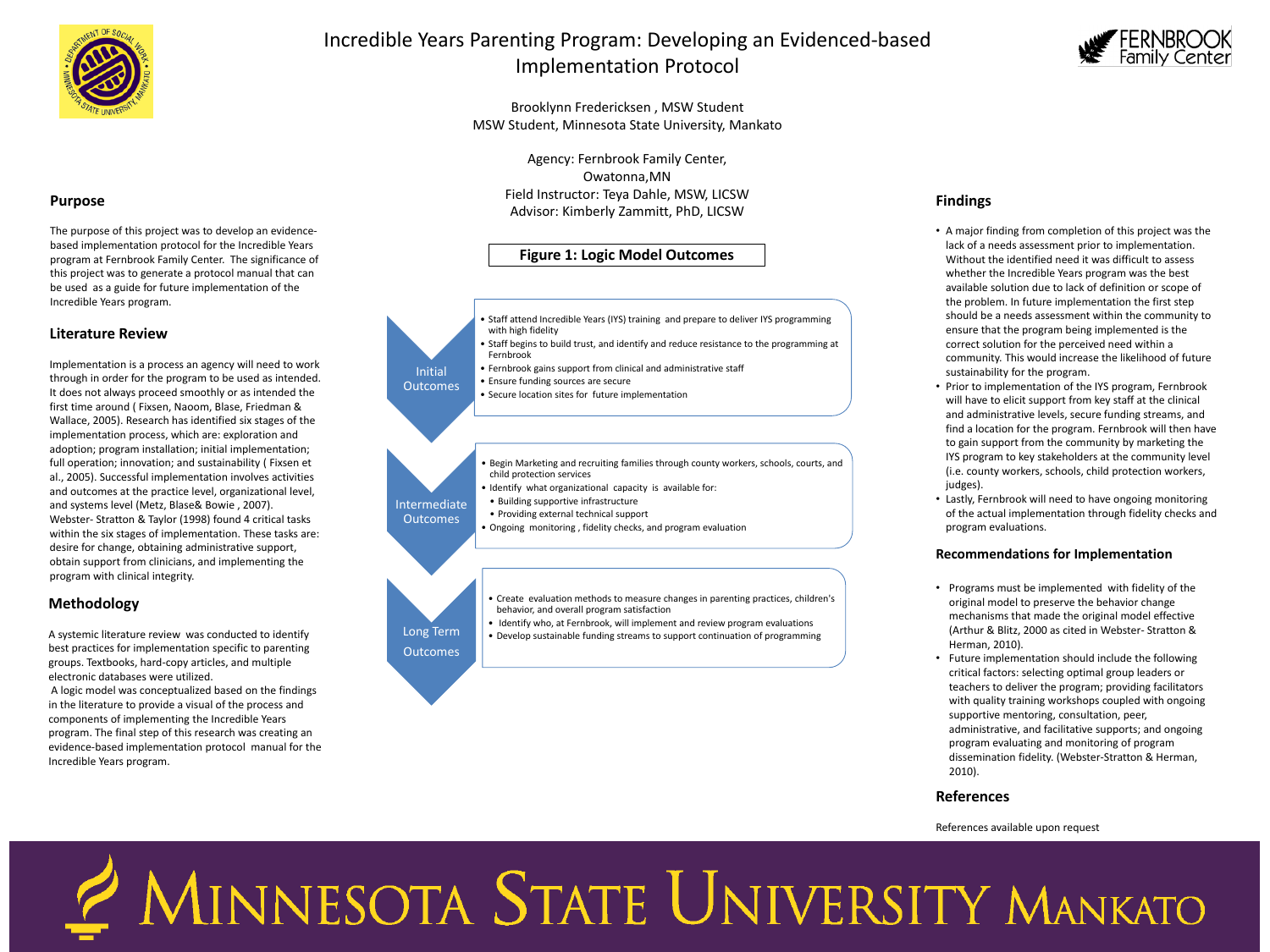# Incredible Years Parenting Program: Developing an Evidenced-based Implementation Protocol

Brooklynn Fredericksen , MSW Student
MSW Student, Minnesota State University, Mankato

Agency: Fernbrook Family Center,
Owatonna,MN
Field Instructor: Teya Dahle, MSW, LICSW
Advisor: Kimberly Zammitt, PhD, LICSW

## Purpose

The purpose of this project was to develop an evidence-based implementation protocol for the Incredible Years program at Fernbrook Family Center. The significance of this project was to generate a protocol manual that can be used as a guide for future implementation of the Incredible Years program.

## Literature Review

Implementation is a process an agency will need to work through in order for the program to be used as intended. It does not always proceed smoothly or as intended the first time around ( Fixsen, Naoom, Blase, Friedman & Wallace, 2005). Research has identified six stages of the implementation process, which are: exploration and adoption; program installation; initial implementation; full operation; innovation; and sustainability ( Fixsen et al., 2005). Successful implementation involves activities and outcomes at the practice level, organizational level, and systems level (Metz, Blase& Bowie , 2007). Webster- Stratton & Taylor (1998) found 4 critical tasks within the six stages of implementation. These tasks are: desire for change, obtaining administrative support, obtain support from clinicians, and implementing the program with clinical integrity.

## Methodology

A systemic literature review was conducted to identify best practices for implementation specific to parenting groups. Textbooks, hard-copy articles, and multiple electronic databases were utilized.

A logic model was conceptualized based on the findings in the literature to provide a visual of the process and components of implementing the Incredible Years program. The final step of this research was creating an evidence-based implementation protocol manual for the Incredible Years program.

**Figure 1: Logic Model Outcomes**

Initial Outcomes
- Staff attend Incredible Years (IYS) training and prepare to deliver IYS programming with high fidelity
- Staff begins to build trust, and identify and reduce resistance to the programming at Fernbrook
- Fernbrook gains support from clinical and administrative staff
- Ensure funding sources are secure
- Secure location sites for future implementation

Intermediate Outcomes
- Begin Marketing and recruiting families through county workers, schools, courts, and child protection services
- Identify what organizational capacity is available for:
  - Building supportive infrastructure
  - Providing external technical support
- Ongoing monitoring , fidelity checks, and program evaluation

Long Term Outcomes
- Create evaluation methods to measure changes in parenting practices, children's behavior, and overall program satisfaction
- Identify who, at Fernbrook, will implement and review program evaluations
- Develop sustainable funding streams to support continuation of programming

## Findings

- A major finding from completion of this project was the lack of a needs assessment prior to implementation. Without the identified need it was difficult to assess whether the Incredible Years program was the best available solution due to lack of definition or scope of the problem. In future implementation the first step should be a needs assessment within the community to ensure that the program being implemented is the correct solution for the perceived need within a community. This would increase the likelihood of future sustainability for the program.
- Prior to implementation of the IYS program, Fernbrook will have to elicit support from key staff at the clinical and administrative levels, secure funding streams, and find a location for the program. Fernbrook will then have to gain support from the community by marketing the IYS program to key stakeholders at the community level (i.e. county workers, schools, child protection workers, judges).
- Lastly, Fernbrook will need to have ongoing monitoring of the actual implementation through fidelity checks and program evaluations.

## Recommendations for Implementation

- Programs must be implemented with fidelity of the original model to preserve the behavior change mechanisms that made the original model effective (Arthur & Blitz, 2000 as cited in Webster- Stratton & Herman, 2010).
- Future implementation should include the following critical factors: selecting optimal group leaders or teachers to deliver the program; providing facilitators with quality training workshops coupled with ongoing supportive mentoring, consultation, peer, administrative, and facilitative supports; and ongoing program evaluating and monitoring of program dissemination fidelity. (Webster-Stratton & Herman, 2010).

## References

References available upon request